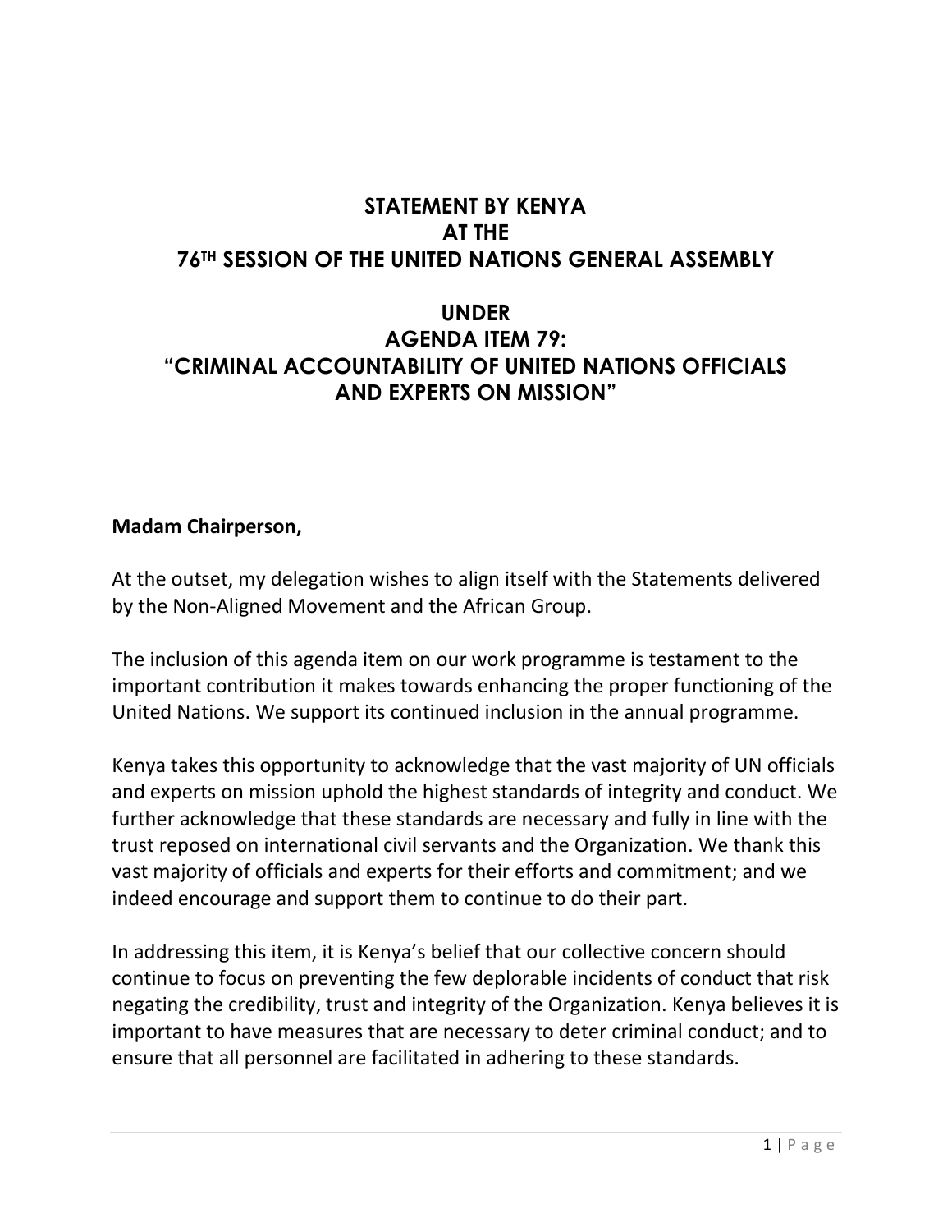# STATEMENT BY KENYA
# AT THE
# 76TH SESSION OF THE UNITED NATIONS GENERAL ASSEMBLY

## UNDER
## AGENDA ITEM 79:
## "CRIMINAL ACCOUNTABILITY OF UNITED NATIONS OFFICIALS AND EXPERTS ON MISSION"

**Madam Chairperson,**

At the outset, my delegation wishes to align itself with the Statements delivered by the Non-Aligned Movement and the African Group.

The inclusion of this agenda item on our work programme is testament to the important contribution it makes towards enhancing the proper functioning of the United Nations. We support its continued inclusion in the annual programme.

Kenya takes this opportunity to acknowledge that the vast majority of UN officials and experts on mission uphold the highest standards of integrity and conduct. We further acknowledge that these standards are necessary and fully in line with the trust reposed on international civil servants and the Organization. We thank this vast majority of officials and experts for their efforts and commitment; and we indeed encourage and support them to continue to do their part.

In addressing this item, it is Kenya's belief that our collective concern should continue to focus on preventing the few deplorable incidents of conduct that risk negating the credibility, trust and integrity of the Organization. Kenya believes it is important to have measures that are necessary to deter criminal conduct; and to ensure that all personnel are facilitated in adhering to these standards.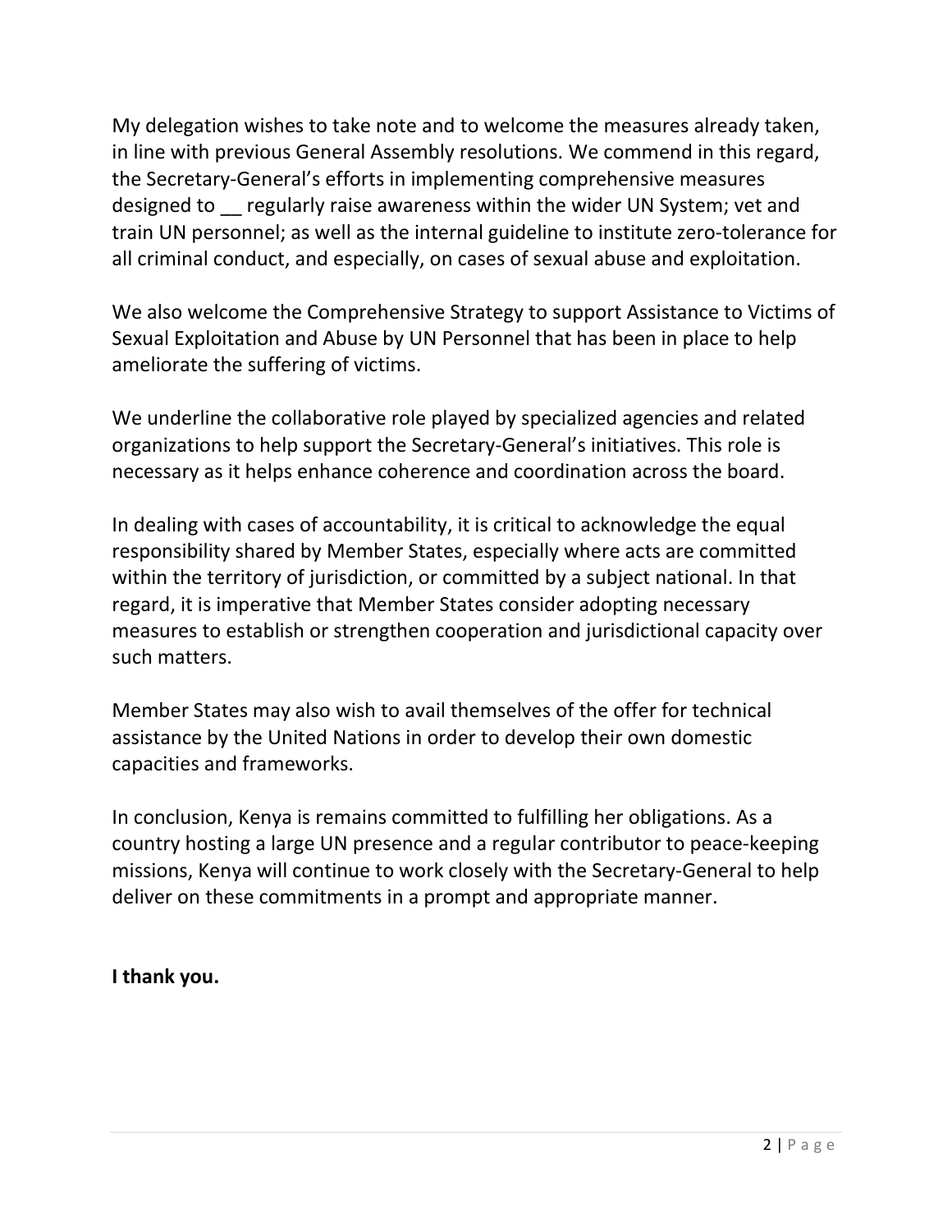My delegation wishes to take note and to welcome the measures already taken, in line with previous General Assembly resolutions. We commend in this regard, the Secretary-General's efforts in implementing comprehensive measures designed to __ regularly raise awareness within the wider UN System; vet and train UN personnel; as well as the internal guideline to institute zero-tolerance for all criminal conduct, and especially, on cases of sexual abuse and exploitation.

We also welcome the Comprehensive Strategy to support Assistance to Victims of Sexual Exploitation and Abuse by UN Personnel that has been in place to help ameliorate the suffering of victims.

We underline the collaborative role played by specialized agencies and related organizations to help support the Secretary-General's initiatives. This role is necessary as it helps enhance coherence and coordination across the board.

In dealing with cases of accountability, it is critical to acknowledge the equal responsibility shared by Member States, especially where acts are committed within the territory of jurisdiction, or committed by a subject national. In that regard, it is imperative that Member States consider adopting necessary measures to establish or strengthen cooperation and jurisdictional capacity over such matters.

Member States may also wish to avail themselves of the offer for technical assistance by the United Nations in order to develop their own domestic capacities and frameworks.

In conclusion, Kenya is remains committed to fulfilling her obligations. As a country hosting a large UN presence and a regular contributor to peace-keeping missions, Kenya will continue to work closely with the Secretary-General to help deliver on these commitments in a prompt and appropriate manner.

**I thank you.**